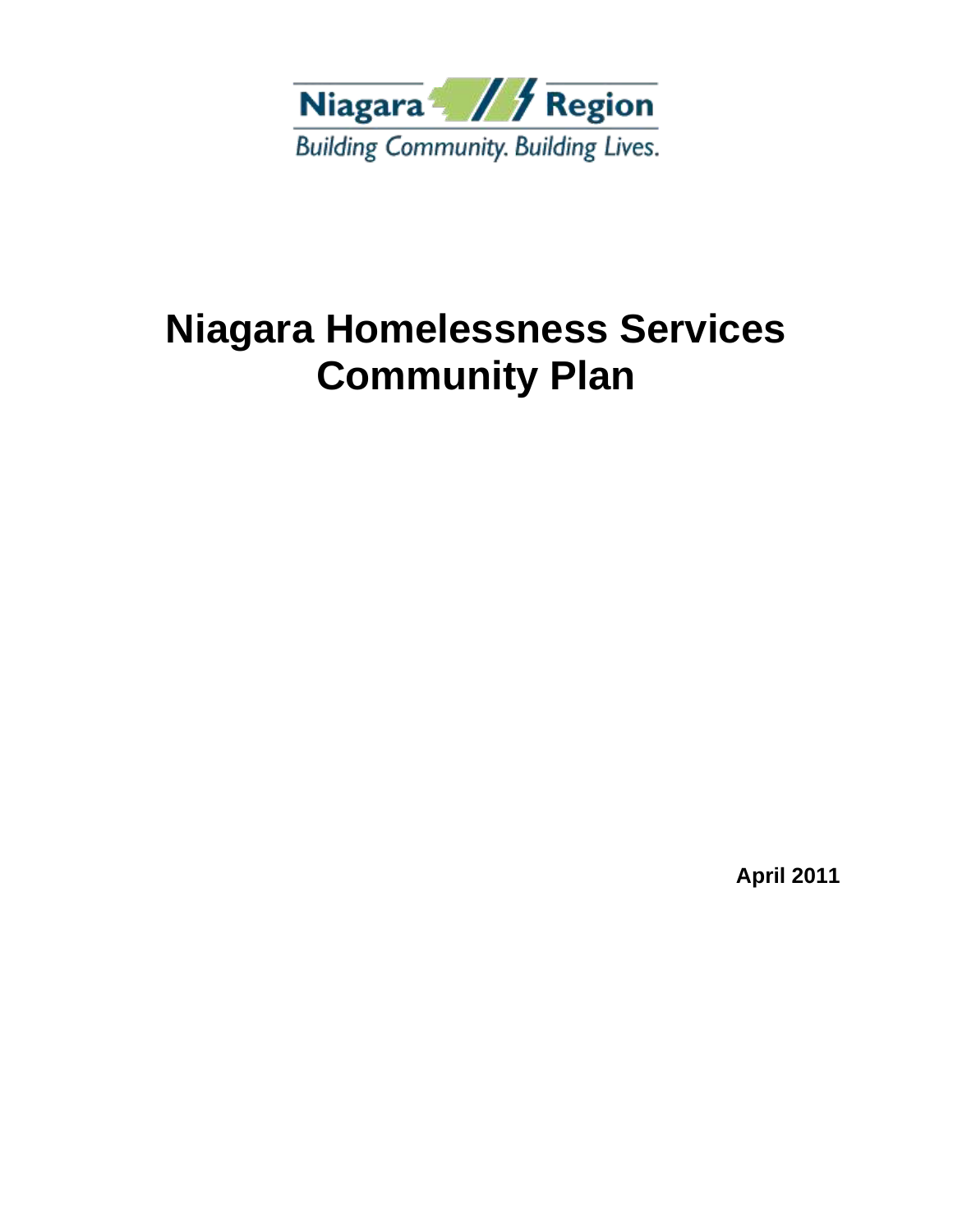Niagara Region

Building Community. Building Lives.

# Niagara Homelessness Services Community Plan

**April 2011**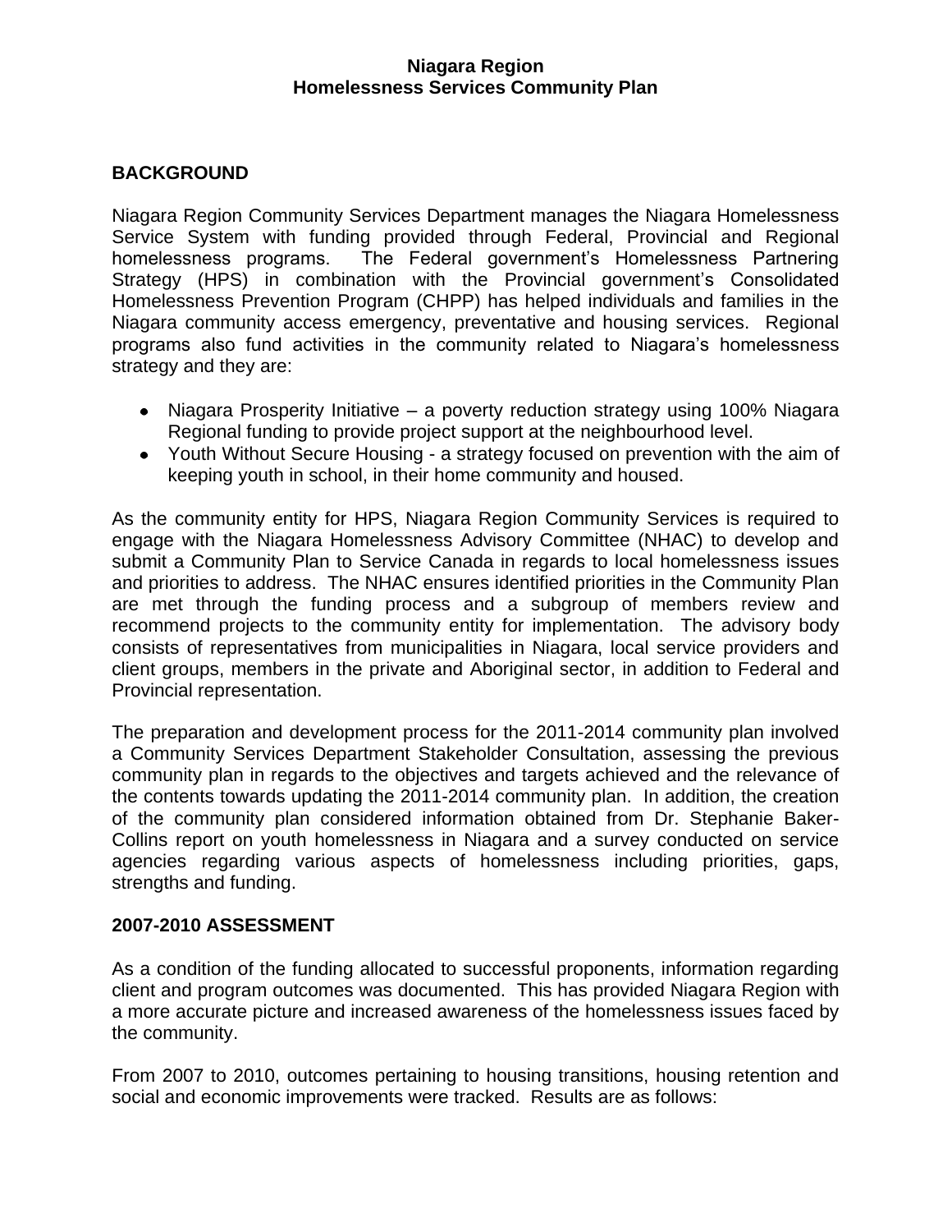**Niagara Region**
**Homelessness Services Community Plan**

## BACKGROUND

Niagara Region Community Services Department manages the Niagara Homelessness Service System with funding provided through Federal, Provincial and Regional homelessness programs. The Federal government's Homelessness Partnering Strategy (HPS) in combination with the Provincial government's Consolidated Homelessness Prevention Program (CHPP) has helped individuals and families in the Niagara community access emergency, preventative and housing services. Regional programs also fund activities in the community related to Niagara's homelessness strategy and they are:

- Niagara Prosperity Initiative – a poverty reduction strategy using 100% Niagara Regional funding to provide project support at the neighbourhood level.
- Youth Without Secure Housing - a strategy focused on prevention with the aim of keeping youth in school, in their home community and housed.

As the community entity for HPS, Niagara Region Community Services is required to engage with the Niagara Homelessness Advisory Committee (NHAC) to develop and submit a Community Plan to Service Canada in regards to local homelessness issues and priorities to address. The NHAC ensures identified priorities in the Community Plan are met through the funding process and a subgroup of members review and recommend projects to the community entity for implementation. The advisory body consists of representatives from municipalities in Niagara, local service providers and client groups, members in the private and Aboriginal sector, in addition to Federal and Provincial representation.

The preparation and development process for the 2011-2014 community plan involved a Community Services Department Stakeholder Consultation, assessing the previous community plan in regards to the objectives and targets achieved and the relevance of the contents towards updating the 2011-2014 community plan. In addition, the creation of the community plan considered information obtained from Dr. Stephanie Baker-Collins report on youth homelessness in Niagara and a survey conducted on service agencies regarding various aspects of homelessness including priorities, gaps, strengths and funding.

## 2007-2010 ASSESSMENT

As a condition of the funding allocated to successful proponents, information regarding client and program outcomes was documented. This has provided Niagara Region with a more accurate picture and increased awareness of the homelessness issues faced by the community.

From 2007 to 2010, outcomes pertaining to housing transitions, housing retention and social and economic improvements were tracked. Results are as follows: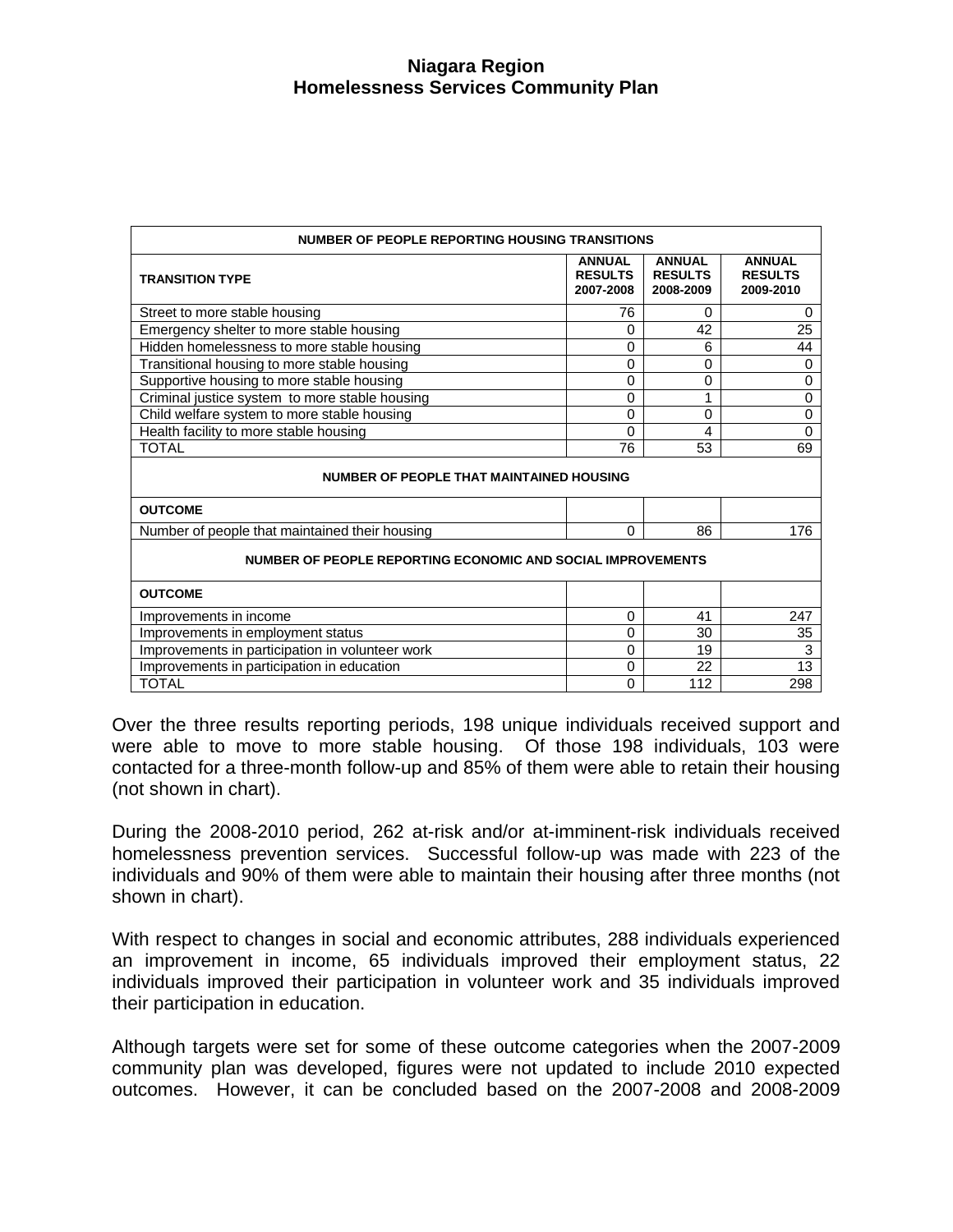| NUMBER OF PEOPLE REPORTING HOUSING TRANSITIONS | | | |
|---|---|---|---|
| **TRANSITION TYPE** | **ANNUAL RESULTS 2007-2008** | **ANNUAL RESULTS 2008-2009** | **ANNUAL RESULTS 2009-2010** |
| Street to more stable housing | 76 | 0 | 0 |
| Emergency shelter to more stable housing | 0 | 42 | 25 |
| Hidden homelessness to more stable housing | 0 | 6 | 44 |
| Transitional housing to more stable housing | 0 | 0 | 0 |
| Supportive housing to more stable housing | 0 | 0 | 0 |
| Criminal justice system to more stable housing | 0 | 1 | 0 |
| Child welfare system to more stable housing | 0 | 0 | 0 |
| Health facility to more stable housing | 0 | 4 | 0 |
| TOTAL | 76 | 53 | 69 |
| **NUMBER OF PEOPLE THAT MAINTAINED HOUSING** | | | |
| **OUTCOME** | | | |
| Number of people that maintained their housing | 0 | 86 | 176 |
| **NUMBER OF PEOPLE REPORTING ECONOMIC AND SOCIAL IMPROVEMENTS** | | | |
| **OUTCOME** | | | |
| Improvements in income | 0 | 41 | 247 |
| Improvements in employment status | 0 | 30 | 35 |
| Improvements in participation in volunteer work | 0 | 19 | 3 |
| Improvements in participation in education | 0 | 22 | 13 |
| TOTAL | 0 | 112 | 298 |

Over the three results reporting periods, 198 unique individuals received support and were able to move to more stable housing. Of those 198 individuals, 103 were contacted for a three-month follow-up and 85% of them were able to retain their housing (not shown in chart).

During the 2008-2010 period, 262 at-risk and/or at-imminent-risk individuals received homelessness prevention services. Successful follow-up was made with 223 of the individuals and 90% of them were able to maintain their housing after three months (not shown in chart).

With respect to changes in social and economic attributes, 288 individuals experienced an improvement in income, 65 individuals improved their employment status, 22 individuals improved their participation in volunteer work and 35 individuals improved their participation in education.

Although targets were set for some of these outcome categories when the 2007-2009 community plan was developed, figures were not updated to include 2010 expected outcomes. However, it can be concluded based on the 2007-2008 and 2008-2009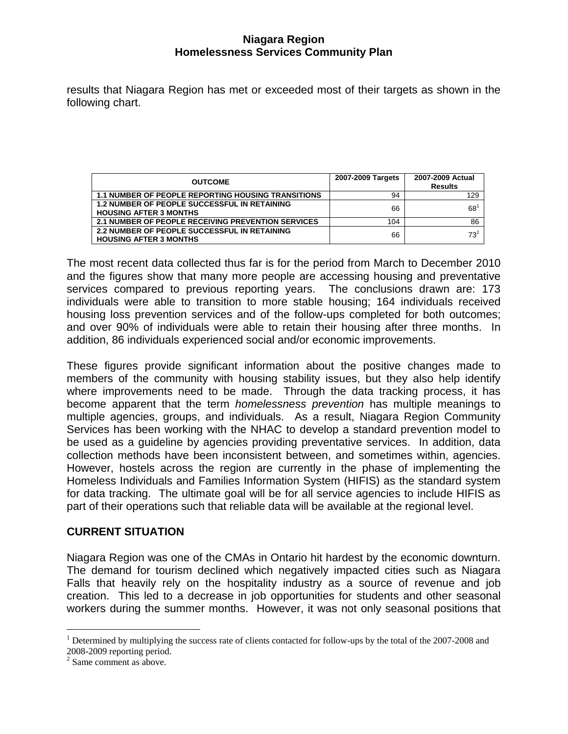results that Niagara Region has met or exceeded most of their targets as shown in the following chart.

| OUTCOME | 2007-2009 Targets | 2007-2009 Actual Results |
|---|---|---|
| 1.1 NUMBER OF PEOPLE REPORTING HOUSING TRANSITIONS | 94 | 129 |
| 1.2 NUMBER OF PEOPLE SUCCESSFUL IN RETAINING HOUSING AFTER 3 MONTHS | 66 | 68[1] |
| 2.1 NUMBER OF PEOPLE RECEIVING PREVENTION SERVICES | 104 | 86 |
| 2.2 NUMBER OF PEOPLE SUCCESSFUL IN RETAINING HOUSING AFTER 3 MONTHS | 66 | 73[2] |

The most recent data collected thus far is for the period from March to December 2010 and the figures show that many more people are accessing housing and preventative services compared to previous reporting years. The conclusions drawn are: 173 individuals were able to transition to more stable housing; 164 individuals received housing loss prevention services and of the follow-ups completed for both outcomes; and over 90% of individuals were able to retain their housing after three months. In addition, 86 individuals experienced social and/or economic improvements.

These figures provide significant information about the positive changes made to members of the community with housing stability issues, but they also help identify where improvements need to be made. Through the data tracking process, it has become apparent that the term *homelessness prevention* has multiple meanings to multiple agencies, groups, and individuals. As a result, Niagara Region Community Services has been working with the NHAC to develop a standard prevention model to be used as a guideline by agencies providing preventative services. In addition, data collection methods have been inconsistent between, and sometimes within, agencies. However, hostels across the region are currently in the phase of implementing the Homeless Individuals and Families Information System (HIFIS) as the standard system for data tracking. The ultimate goal will be for all service agencies to include HIFIS as part of their operations such that reliable data will be available at the regional level.

## CURRENT SITUATION

Niagara Region was one of the CMAs in Ontario hit hardest by the economic downturn. The demand for tourism declined which negatively impacted cities such as Niagara Falls that heavily rely on the hospitality industry as a source of revenue and job creation. This led to a decrease in job opportunities for students and other seasonal workers during the summer months. However, it was not only seasonal positions that

---

[1] Determined by multiplying the success rate of clients contacted for follow-ups by the total of the 2007-2008 and 2008-2009 reporting period.

[2] Same comment as above.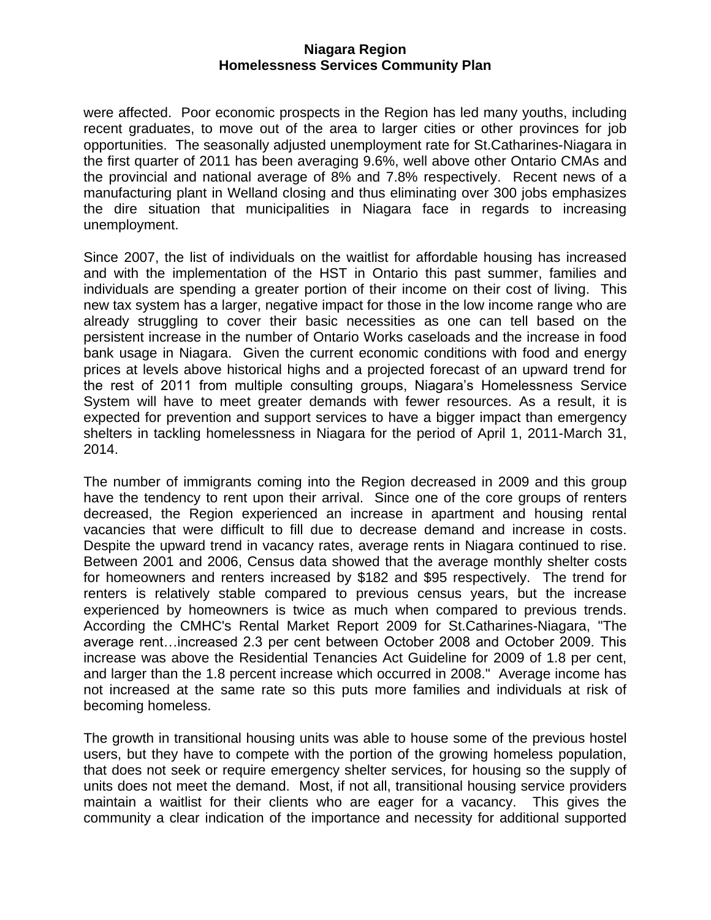were affected. Poor economic prospects in the Region has led many youths, including recent graduates, to move out of the area to larger cities or other provinces for job opportunities. The seasonally adjusted unemployment rate for St.Catharines-Niagara in the first quarter of 2011 has been averaging 9.6%, well above other Ontario CMAs and the provincial and national average of 8% and 7.8% respectively. Recent news of a manufacturing plant in Welland closing and thus eliminating over 300 jobs emphasizes the dire situation that municipalities in Niagara face in regards to increasing unemployment.

Since 2007, the list of individuals on the waitlist for affordable housing has increased and with the implementation of the HST in Ontario this past summer, families and individuals are spending a greater portion of their income on their cost of living. This new tax system has a larger, negative impact for those in the low income range who are already struggling to cover their basic necessities as one can tell based on the persistent increase in the number of Ontario Works caseloads and the increase in food bank usage in Niagara. Given the current economic conditions with food and energy prices at levels above historical highs and a projected forecast of an upward trend for the rest of 2011 from multiple consulting groups, Niagara's Homelessness Service System will have to meet greater demands with fewer resources. As a result, it is expected for prevention and support services to have a bigger impact than emergency shelters in tackling homelessness in Niagara for the period of April 1, 2011-March 31, 2014.

The number of immigrants coming into the Region decreased in 2009 and this group have the tendency to rent upon their arrival. Since one of the core groups of renters decreased, the Region experienced an increase in apartment and housing rental vacancies that were difficult to fill due to decrease demand and increase in costs. Despite the upward trend in vacancy rates, average rents in Niagara continued to rise. Between 2001 and 2006, Census data showed that the average monthly shelter costs for homeowners and renters increased by $182 and $95 respectively. The trend for renters is relatively stable compared to previous census years, but the increase experienced by homeowners is twice as much when compared to previous trends. According the CMHC's Rental Market Report 2009 for St.Catharines-Niagara, "The average rent…increased 2.3 per cent between October 2008 and October 2009. This increase was above the Residential Tenancies Act Guideline for 2009 of 1.8 per cent, and larger than the 1.8 percent increase which occurred in 2008." Average income has not increased at the same rate so this puts more families and individuals at risk of becoming homeless.

The growth in transitional housing units was able to house some of the previous hostel users, but they have to compete with the portion of the growing homeless population, that does not seek or require emergency shelter services, for housing so the supply of units does not meet the demand. Most, if not all, transitional housing service providers maintain a waitlist for their clients who are eager for a vacancy. This gives the community a clear indication of the importance and necessity for additional supported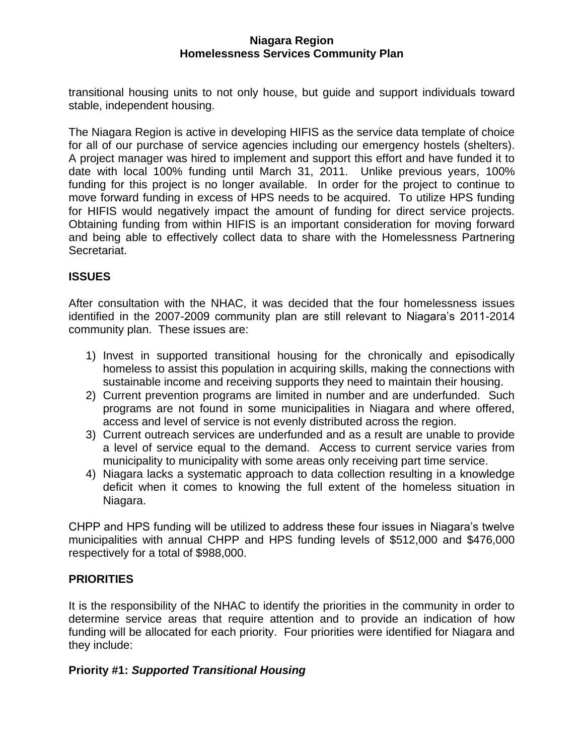transitional housing units to not only house, but guide and support individuals toward stable, independent housing.

The Niagara Region is active in developing HIFIS as the service data template of choice for all of our purchase of service agencies including our emergency hostels (shelters). A project manager was hired to implement and support this effort and have funded it to date with local 100% funding until March 31, 2011. Unlike previous years, 100% funding for this project is no longer available. In order for the project to continue to move forward funding in excess of HPS needs to be acquired. To utilize HPS funding for HIFIS would negatively impact the amount of funding for direct service projects. Obtaining funding from within HIFIS is an important consideration for moving forward and being able to effectively collect data to share with the Homelessness Partnering Secretariat.

## ISSUES

After consultation with the NHAC, it was decided that the four homelessness issues identified in the 2007-2009 community plan are still relevant to Niagara's 2011-2014 community plan. These issues are:

1) Invest in supported transitional housing for the chronically and episodically homeless to assist this population in acquiring skills, making the connections with sustainable income and receiving supports they need to maintain their housing.
2) Current prevention programs are limited in number and are underfunded. Such programs are not found in some municipalities in Niagara and where offered, access and level of service is not evenly distributed across the region.
3) Current outreach services are underfunded and as a result are unable to provide a level of service equal to the demand. Access to current service varies from municipality to municipality with some areas only receiving part time service.
4) Niagara lacks a systematic approach to data collection resulting in a knowledge deficit when it comes to knowing the full extent of the homeless situation in Niagara.

CHPP and HPS funding will be utilized to address these four issues in Niagara's twelve municipalities with annual CHPP and HPS funding levels of $512,000 and $476,000 respectively for a total of $988,000.

## PRIORITIES

It is the responsibility of the NHAC to identify the priorities in the community in order to determine service areas that require attention and to provide an indication of how funding will be allocated for each priority. Four priorities were identified for Niagara and they include:

### Priority #1: *Supported Transitional Housing*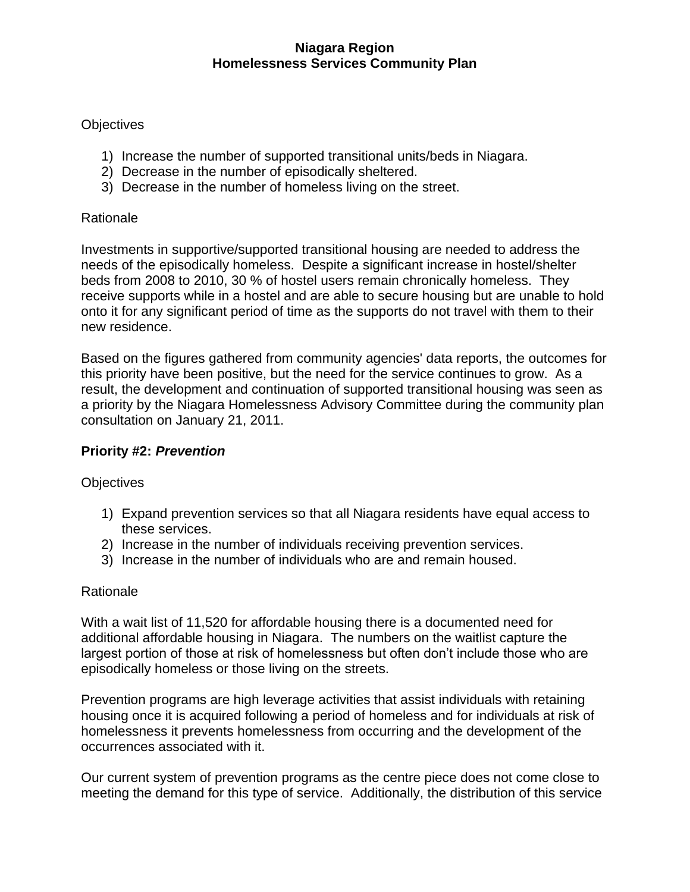**Niagara Region**
**Homelessness Services Community Plan**

Objectives

1) Increase the number of supported transitional units/beds in Niagara.
2) Decrease in the number of episodically sheltered.
3) Decrease in the number of homeless living on the street.

Rationale

Investments in supportive/supported transitional housing are needed to address the needs of the episodically homeless. Despite a significant increase in hostel/shelter beds from 2008 to 2010, 30 % of hostel users remain chronically homeless. They receive supports while in a hostel and are able to secure housing but are unable to hold onto it for any significant period of time as the supports do not travel with them to their new residence.

Based on the figures gathered from community agencies' data reports, the outcomes for this priority have been positive, but the need for the service continues to grow. As a result, the development and continuation of supported transitional housing was seen as a priority by the Niagara Homelessness Advisory Committee during the community plan consultation on January 21, 2011.

**Priority #2: *Prevention***

Objectives

1) Expand prevention services so that all Niagara residents have equal access to these services.
2) Increase in the number of individuals receiving prevention services.
3) Increase in the number of individuals who are and remain housed.

Rationale

With a wait list of 11,520 for affordable housing there is a documented need for additional affordable housing in Niagara. The numbers on the waitlist capture the largest portion of those at risk of homelessness but often don't include those who are episodically homeless or those living on the streets.

Prevention programs are high leverage activities that assist individuals with retaining housing once it is acquired following a period of homeless and for individuals at risk of homelessness it prevents homelessness from occurring and the development of the occurrences associated with it.

Our current system of prevention programs as the centre piece does not come close to meeting the demand for this type of service. Additionally, the distribution of this service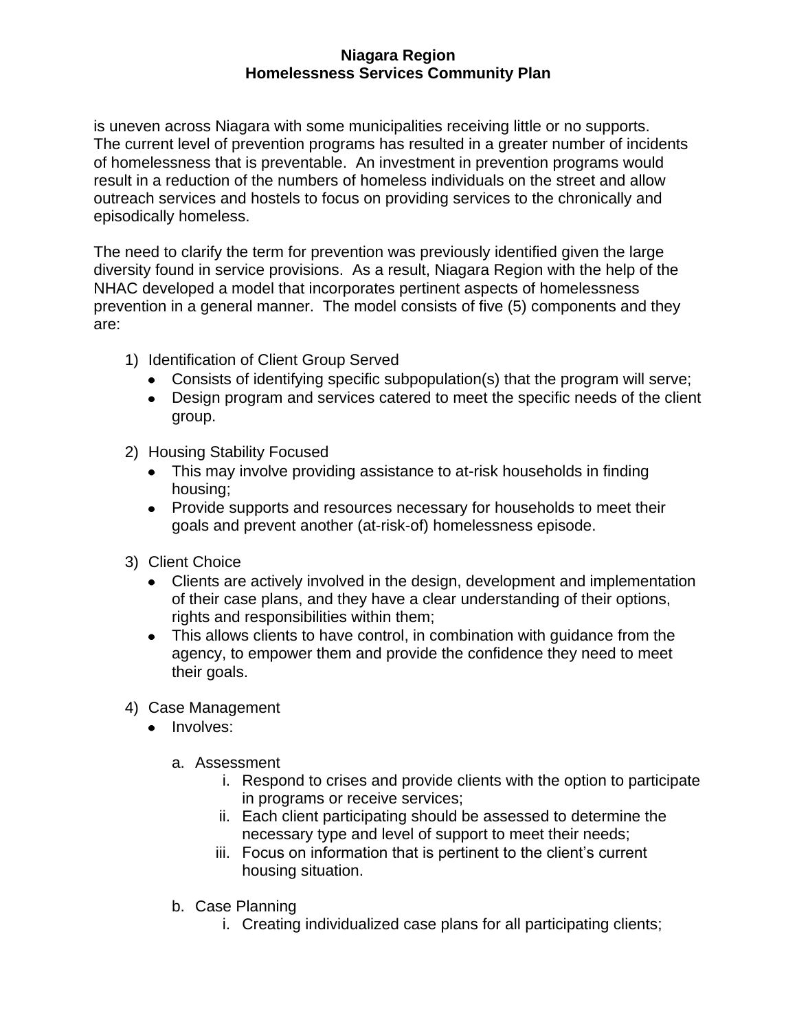is uneven across Niagara with some municipalities receiving little or no supports. The current level of prevention programs has resulted in a greater number of incidents of homelessness that is preventable. An investment in prevention programs would result in a reduction of the numbers of homeless individuals on the street and allow outreach services and hostels to focus on providing services to the chronically and episodically homeless.

The need to clarify the term for prevention was previously identified given the large diversity found in service provisions. As a result, Niagara Region with the help of the NHAC developed a model that incorporates pertinent aspects of homelessness prevention in a general manner. The model consists of five (5) components and they are:

1) Identification of Client Group Served
   - Consists of identifying specific subpopulation(s) that the program will serve;
   - Design program and services catered to meet the specific needs of the client group.

2) Housing Stability Focused
   - This may involve providing assistance to at-risk households in finding housing;
   - Provide supports and resources necessary for households to meet their goals and prevent another (at-risk-of) homelessness episode.

3) Client Choice
   - Clients are actively involved in the design, development and implementation of their case plans, and they have a clear understanding of their options, rights and responsibilities within them;
   - This allows clients to have control, in combination with guidance from the agency, to empower them and provide the confidence they need to meet their goals.

4) Case Management
   - Involves:

     a. Assessment
        i. Respond to crises and provide clients with the option to participate in programs or receive services;
        ii. Each client participating should be assessed to determine the necessary type and level of support to meet their needs;
        iii. Focus on information that is pertinent to the client's current housing situation.

     b. Case Planning
        i. Creating individualized case plans for all participating clients;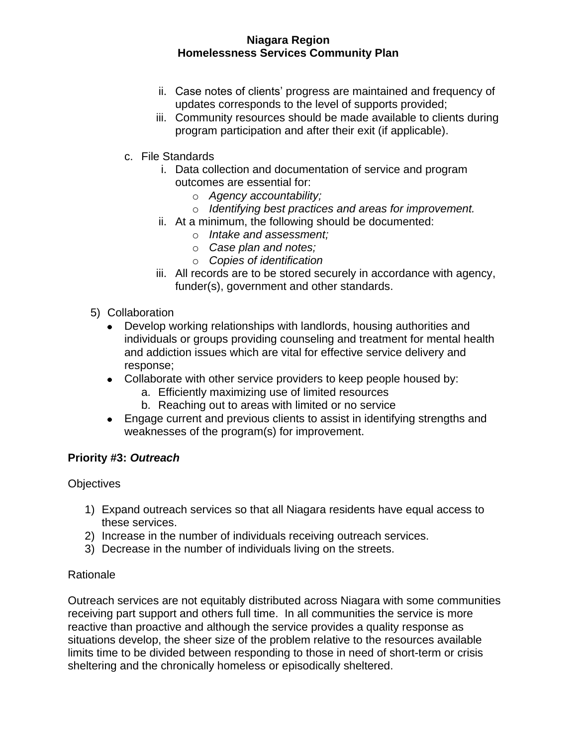ii. Case notes of clients' progress are maintained and frequency of updates corresponds to the level of supports provided;
iii. Community resources should be made available to clients during program participation and after their exit (if applicable).

c. File Standards
   i. Data collection and documentation of service and program outcomes are essential for:
      - *Agency accountability;*
      - *Identifying best practices and areas for improvement.*
   ii. At a minimum, the following should be documented:
      - *Intake and assessment;*
      - *Case plan and notes;*
      - *Copies of identification*
   iii. All records are to be stored securely in accordance with agency, funder(s), government and other standards.

5) Collaboration
   - Develop working relationships with landlords, housing authorities and individuals or groups providing counseling and treatment for mental health and addiction issues which are vital for effective service delivery and response;
   - Collaborate with other service providers to keep people housed by:
     a. Efficiently maximizing use of limited resources
     b. Reaching out to areas with limited or no service
   - Engage current and previous clients to assist in identifying strengths and weaknesses of the program(s) for improvement.

**Priority #3: *Outreach***

Objectives

1) Expand outreach services so that all Niagara residents have equal access to these services.
2) Increase in the number of individuals receiving outreach services.
3) Decrease in the number of individuals living on the streets.

Rationale

Outreach services are not equitably distributed across Niagara with some communities receiving part support and others full time. In all communities the service is more reactive than proactive and although the service provides a quality response as situations develop, the sheer size of the problem relative to the resources available limits time to be divided between responding to those in need of short-term or crisis sheltering and the chronically homeless or episodically sheltered.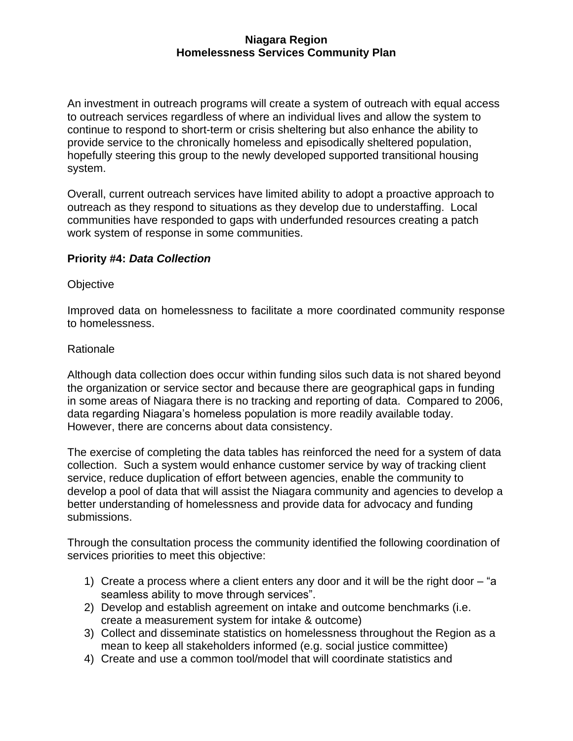An investment in outreach programs will create a system of outreach with equal access to outreach services regardless of where an individual lives and allow the system to continue to respond to short-term or crisis sheltering but also enhance the ability to provide service to the chronically homeless and episodically sheltered population, hopefully steering this group to the newly developed supported transitional housing system.

Overall, current outreach services have limited ability to adopt a proactive approach to outreach as they respond to situations as they develop due to understaffing. Local communities have responded to gaps with underfunded resources creating a patch work system of response in some communities.

**Priority #4: *Data Collection***

Objective

Improved data on homelessness to facilitate a more coordinated community response to homelessness.

Rationale

Although data collection does occur within funding silos such data is not shared beyond the organization or service sector and because there are geographical gaps in funding in some areas of Niagara there is no tracking and reporting of data. Compared to 2006, data regarding Niagara's homeless population is more readily available today. However, there are concerns about data consistency.

The exercise of completing the data tables has reinforced the need for a system of data collection. Such a system would enhance customer service by way of tracking client service, reduce duplication of effort between agencies, enable the community to develop a pool of data that will assist the Niagara community and agencies to develop a better understanding of homelessness and provide data for advocacy and funding submissions.

Through the consultation process the community identified the following coordination of services priorities to meet this objective:

1) Create a process where a client enters any door and it will be the right door – "a seamless ability to move through services".
2) Develop and establish agreement on intake and outcome benchmarks (i.e. create a measurement system for intake & outcome)
3) Collect and disseminate statistics on homelessness throughout the Region as a mean to keep all stakeholders informed (e.g. social justice committee)
4) Create and use a common tool/model that will coordinate statistics and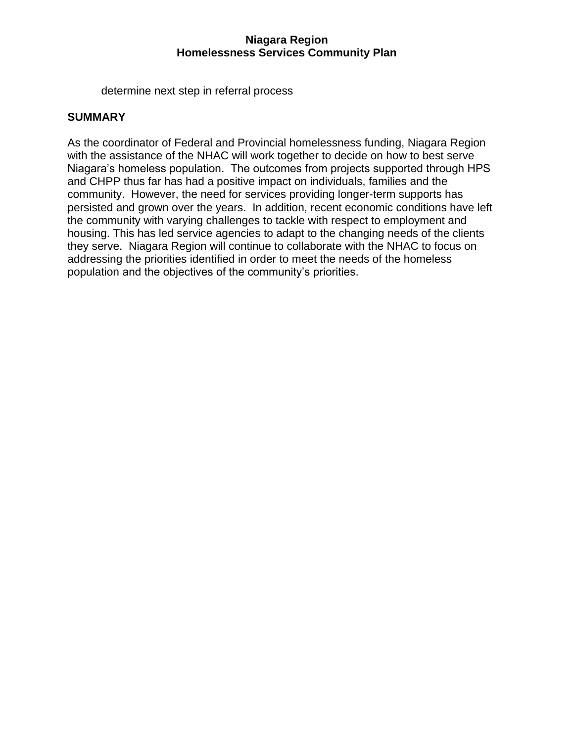determine next step in referral process

## SUMMARY

As the coordinator of Federal and Provincial homelessness funding, Niagara Region with the assistance of the NHAC will work together to decide on how to best serve Niagara's homeless population. The outcomes from projects supported through HPS and CHPP thus far has had a positive impact on individuals, families and the community. However, the need for services providing longer-term supports has persisted and grown over the years. In addition, recent economic conditions have left the community with varying challenges to tackle with respect to employment and housing. This has led service agencies to adapt to the changing needs of the clients they serve. Niagara Region will continue to collaborate with the NHAC to focus on addressing the priorities identified in order to meet the needs of the homeless population and the objectives of the community's priorities.